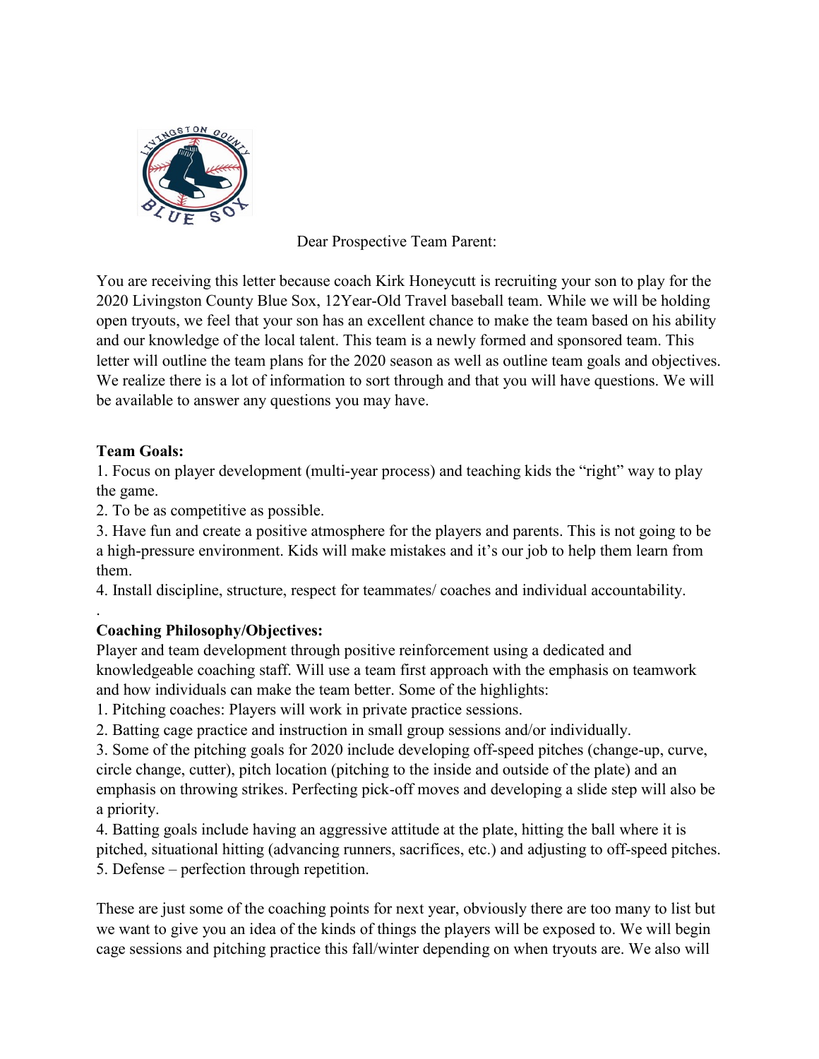Dear Prospective Team Parent:

You are receiving this letter because coach Kirk Honeycutt is recruiting your son to play for the 2020 Livingston County Blue Sox, 12Year-Old Travel baseball team. While we will be holding open tryouts, we feel that your son has an excellent chance to make the team based on his ability and our knowledge of the local talent. This team is a newly formed and sponsored team. This letter will outline the team plans for the 2020 season as well as outline team goals and objectives. We realize there is a lot of information to sort through and that you will have questions. We will be available to answer any questions you may have.

**Team Goals:**

1. Focus on player development (multi-year process) and teaching kids the "right" way to play the game.
2. To be as competitive as possible.
3. Have fun and create a positive atmosphere for the players and parents. This is not going to be a high-pressure environment. Kids will make mistakes and it's our job to help them learn from them.
4. Install discipline, structure, respect for teammates/ coaches and individual accountability.

.

**Coaching Philosophy/Objectives:**

Player and team development through positive reinforcement using a dedicated and knowledgeable coaching staff. Will use a team first approach with the emphasis on teamwork and how individuals can make the team better. Some of the highlights:

1. Pitching coaches: Players will work in private practice sessions.
2. Batting cage practice and instruction in small group sessions and/or individually.
3. Some of the pitching goals for 2020 include developing off-speed pitches (change-up, curve, circle change, cutter), pitch location (pitching to the inside and outside of the plate) and an emphasis on throwing strikes. Perfecting pick-off moves and developing a slide step will also be a priority.
4. Batting goals include having an aggressive attitude at the plate, hitting the ball where it is pitched, situational hitting (advancing runners, sacrifices, etc.) and adjusting to off-speed pitches.
5. Defense – perfection through repetition.

These are just some of the coaching points for next year, obviously there are too many to list but we want to give you an idea of the kinds of things the players will be exposed to. We will begin cage sessions and pitching practice this fall/winter depending on when tryouts are. We also will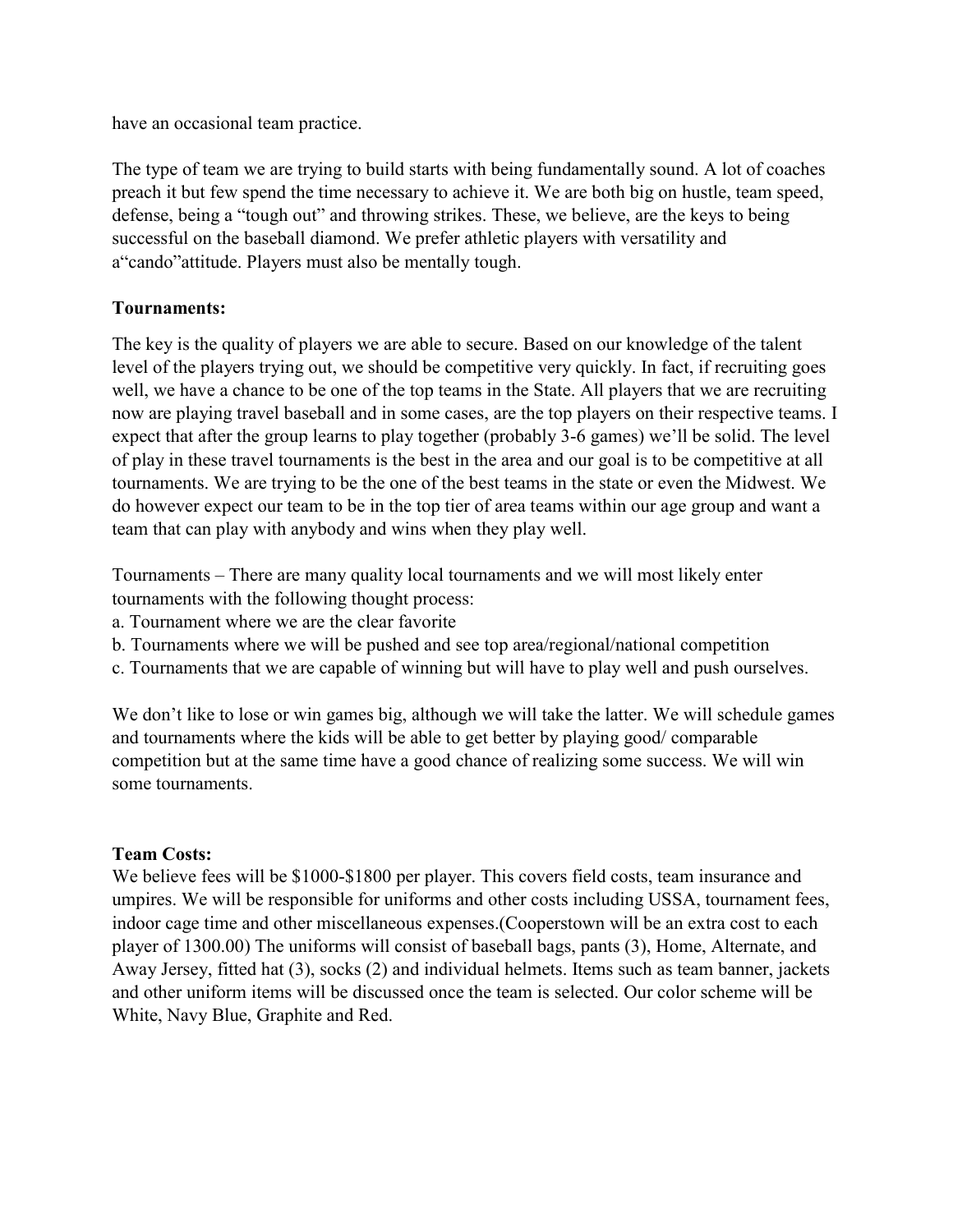have an occasional team practice.

The type of team we are trying to build starts with being fundamentally sound. A lot of coaches preach it but few spend the time necessary to achieve it. We are both big on hustle, team speed, defense, being a "tough out" and throwing strikes. These, we believe, are the keys to being successful on the baseball diamond. We prefer athletic players with versatility and a"cando"attitude. Players must also be mentally tough.

**Tournaments:**

The key is the quality of players we are able to secure. Based on our knowledge of the talent level of the players trying out, we should be competitive very quickly. In fact, if recruiting goes well, we have a chance to be one of the top teams in the State. All players that we are recruiting now are playing travel baseball and in some cases, are the top players on their respective teams. I expect that after the group learns to play together (probably 3-6 games) we'll be solid. The level of play in these travel tournaments is the best in the area and our goal is to be competitive at all tournaments. We are trying to be the one of the best teams in the state or even the Midwest. We do however expect our team to be in the top tier of area teams within our age group and want a team that can play with anybody and wins when they play well.

Tournaments – There are many quality local tournaments and we will most likely enter tournaments with the following thought process:

a. Tournament where we are the clear favorite
b. Tournaments where we will be pushed and see top area/regional/national competition
c. Tournaments that we are capable of winning but will have to play well and push ourselves.

We don't like to lose or win games big, although we will take the latter. We will schedule games and tournaments where the kids will be able to get better by playing good/ comparable competition but at the same time have a good chance of realizing some success. We will win some tournaments.

**Team Costs:**

We believe fees will be $1000-$1800 per player. This covers field costs, team insurance and umpires. We will be responsible for uniforms and other costs including USSA, tournament fees, indoor cage time and other miscellaneous expenses.(Cooperstown will be an extra cost to each player of 1300.00) The uniforms will consist of baseball bags, pants (3), Home, Alternate, and Away Jersey, fitted hat (3), socks (2) and individual helmets. Items such as team banner, jackets and other uniform items will be discussed once the team is selected. Our color scheme will be White, Navy Blue, Graphite and Red.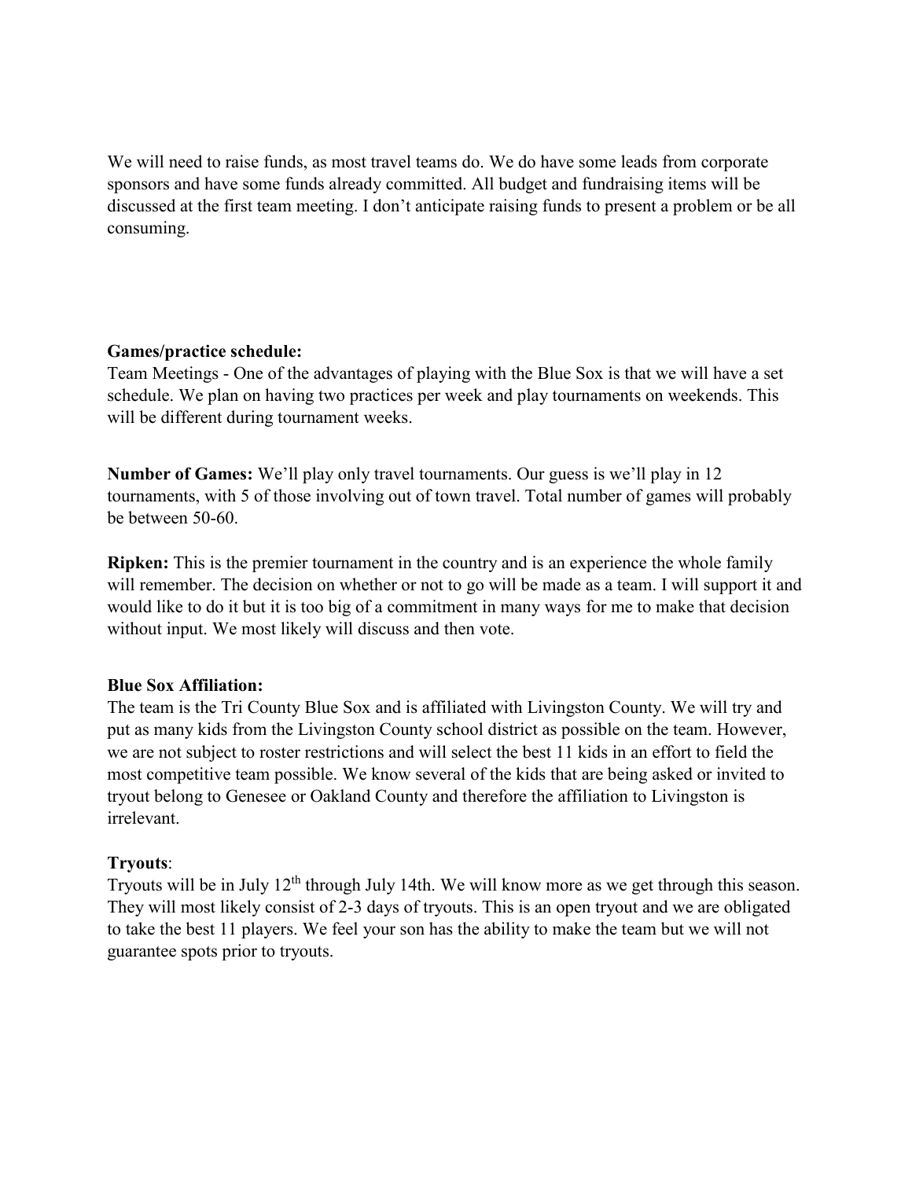We will need to raise funds, as most travel teams do. We do have some leads from corporate sponsors and have some funds already committed. All budget and fundraising items will be discussed at the first team meeting. I don't anticipate raising funds to present a problem or be all consuming.

**Games/practice schedule:**
Team Meetings - One of the advantages of playing with the Blue Sox is that we will have a set schedule. We plan on having two practices per week and play tournaments on weekends. This will be different during tournament weeks.

**Number of Games:** We'll play only travel tournaments. Our guess is we'll play in 12 tournaments, with 5 of those involving out of town travel. Total number of games will probably be between 50-60.

**Ripken:** This is the premier tournament in the country and is an experience the whole family will remember. The decision on whether or not to go will be made as a team. I will support it and would like to do it but it is too big of a commitment in many ways for me to make that decision without input. We most likely will discuss and then vote.

**Blue Sox Affiliation:**
The team is the Tri County Blue Sox and is affiliated with Livingston County. We will try and put as many kids from the Livingston County school district as possible on the team. However, we are not subject to roster restrictions and will select the best 11 kids in an effort to field the most competitive team possible. We know several of the kids that are being asked or invited to tryout belong to Genesee or Oakland County and therefore the affiliation to Livingston is irrelevant.

**Tryouts**:
Tryouts will be in July 12th through July 14th. We will know more as we get through this season. They will most likely consist of 2-3 days of tryouts. This is an open tryout and we are obligated to take the best 11 players. We feel your son has the ability to make the team but we will not guarantee spots prior to tryouts.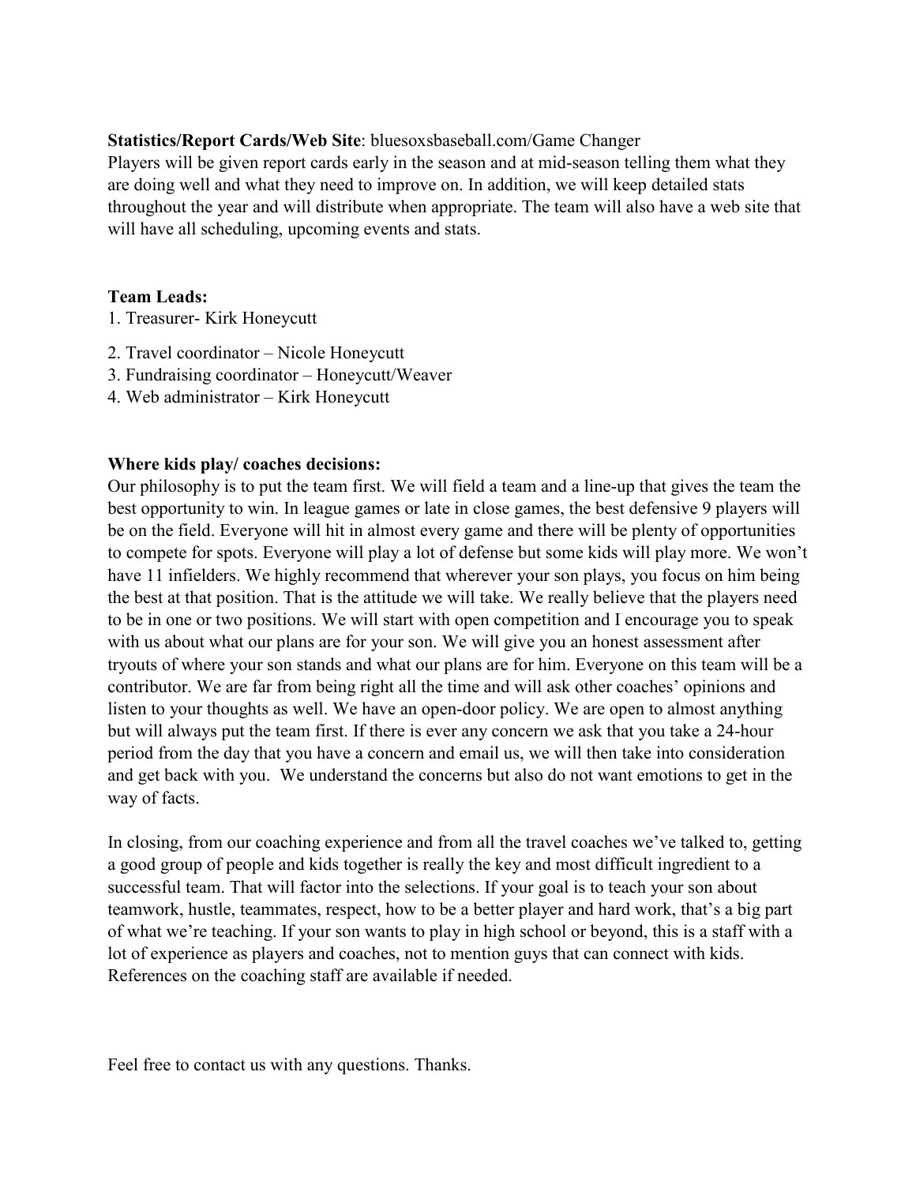**Statistics/Report Cards/Web Site**: bluesoxsbaseball.com/Game Changer
Players will be given report cards early in the season and at mid-season telling them what they are doing well and what they need to improve on. In addition, we will keep detailed stats throughout the year and will distribute when appropriate. The team will also have a web site that will have all scheduling, upcoming events and stats.

**Team Leads:**

1. Treasurer- Kirk Honeycutt
2. Travel coordinator – Nicole Honeycutt
3. Fundraising coordinator – Honeycutt/Weaver
4. Web administrator – Kirk Honeycutt

**Where kids play/ coaches decisions:**
Our philosophy is to put the team first. We will field a team and a line-up that gives the team the best opportunity to win. In league games or late in close games, the best defensive 9 players will be on the field. Everyone will hit in almost every game and there will be plenty of opportunities to compete for spots. Everyone will play a lot of defense but some kids will play more. We won't have 11 infielders. We highly recommend that wherever your son plays, you focus on him being the best at that position. That is the attitude we will take. We really believe that the players need to be in one or two positions. We will start with open competition and I encourage you to speak with us about what our plans are for your son. We will give you an honest assessment after tryouts of where your son stands and what our plans are for him. Everyone on this team will be a contributor. We are far from being right all the time and will ask other coaches' opinions and listen to your thoughts as well. We have an open-door policy. We are open to almost anything but will always put the team first. If there is ever any concern we ask that you take a 24-hour period from the day that you have a concern and email us, we will then take into consideration and get back with you. We understand the concerns but also do not want emotions to get in the way of facts.

In closing, from our coaching experience and from all the travel coaches we've talked to, getting a good group of people and kids together is really the key and most difficult ingredient to a successful team. That will factor into the selections. If your goal is to teach your son about teamwork, hustle, teammates, respect, how to be a better player and hard work, that's a big part of what we're teaching. If your son wants to play in high school or beyond, this is a staff with a lot of experience as players and coaches, not to mention guys that can connect with kids. References on the coaching staff are available if needed.

Feel free to contact us with any questions. Thanks.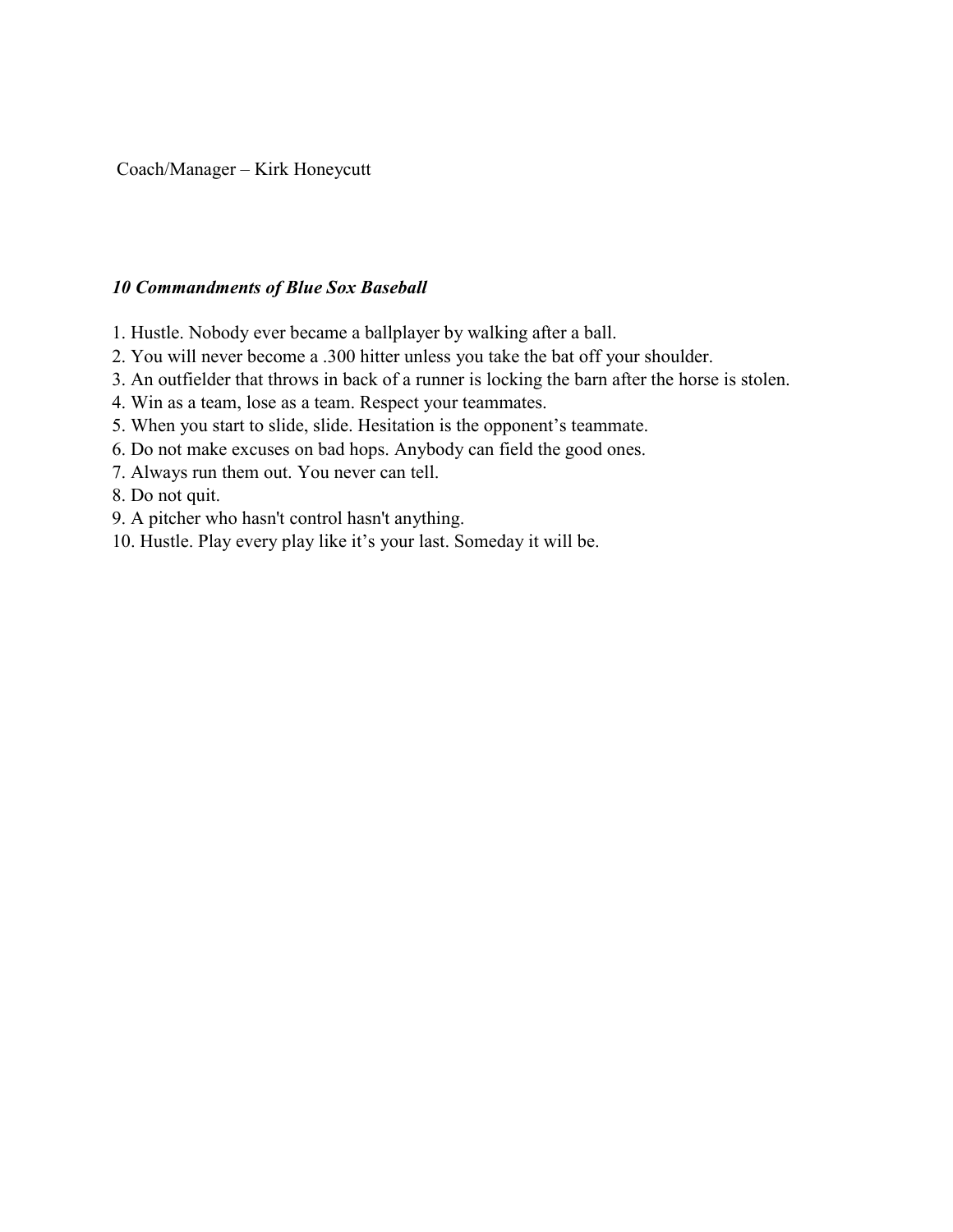Coach/Manager – Kirk Honeycutt

***10 Commandments of Blue Sox Baseball***

1. Hustle. Nobody ever became a ballplayer by walking after a ball.
2. You will never become a .300 hitter unless you take the bat off your shoulder.
3. An outfielder that throws in back of a runner is locking the barn after the horse is stolen.
4. Win as a team, lose as a team. Respect your teammates.
5. When you start to slide, slide. Hesitation is the opponent's teammate.
6. Do not make excuses on bad hops. Anybody can field the good ones.
7. Always run them out. You never can tell.
8. Do not quit.
9. A pitcher who hasn't control hasn't anything.
10. Hustle. Play every play like it's your last. Someday it will be.